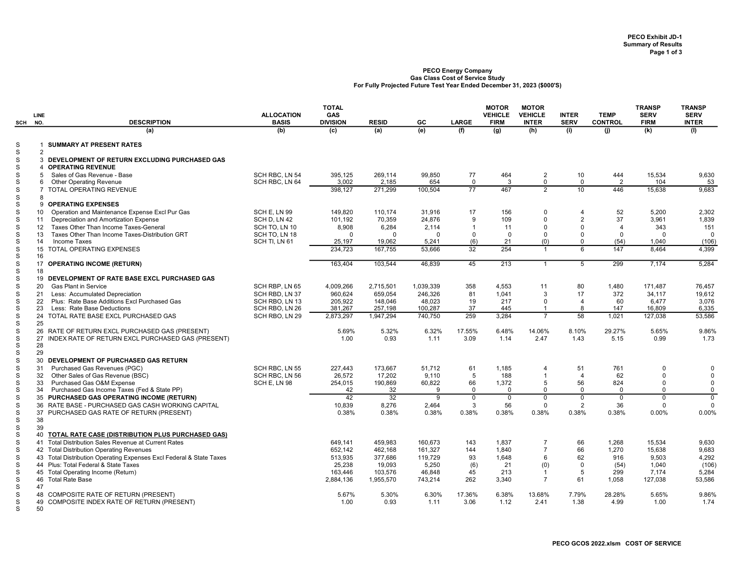**PECO Exhibit JD-1**
**Summary of Results**

**PECO Energy Company**
**Gas Class Cost of Service Study**
**For Fully Projected Future Test Year Ended December 31, 2023 ($000'S)**

| SCH | LINE NO. | DESCRIPTION | ALLOCATION BASIS | TOTAL GAS DIVISION | RESID | GC | LARGE | MOTOR VEHICLE FIRM | MOTOR VEHICLE INTER | INTER SERV | TEMP CONTROL | TRANSP SERV FIRM | TRANSP SERV INTER |
|---|---|---|---|---|---|---|---|---|---|---|---|---|---|
| | | (a) | (b) | (c) | (a) | (e) | (f) | (g) | (h) | (i) | (j) | (k) | (l) |
| S | 1 | **SUMMARY AT PRESENT RATES** | | | | | | | | | | | |
| S | 2 | | | | | | | | | | | | |
| S | 3 | **DEVELOPMENT OF RETURN EXCLUDING PURCHASED GAS** | | | | | | | | | | | |
| S | 4 | **OPERATING REVENUE** | | | | | | | | | | | |
| S | 5 | Sales of Gas Revenue - Base | SCH RBC, LN 54 | 395,125 | 269,114 | 99,850 | 77 | 464 | 2 | 10 | 444 | 15,534 | 9,630 |
| S | 6 | Other Operating Revenue | SCH RBC, LN 64 | 3,002 | 2,185 | 654 | 0 | 3 | 0 | 0 | 2 | 104 | 53 |
| S | 7 | TOTAL OPERATING REVENUE | | 398,127 | 271,299 | 100,504 | 77 | 467 | 2 | 10 | 446 | 15,638 | 9,683 |
| S | 8 | | | | | | | | | | | | |
| S | 9 | **OPERATING EXPENSES** | | | | | | | | | | | |
| S | 10 | Operation and Maintenance Expense Excl Pur Gas | SCH E, LN 99 | 149,820 | 110,174 | 31,916 | 17 | 156 | 0 | 4 | 52 | 5,200 | 2,302 |
| S | 11 | Depreciation and Amortization Expense | SCH D, LN 42 | 101,192 | 70,359 | 24,876 | 9 | 109 | 0 | 2 | 37 | 3,961 | 1,839 |
| S | 12 | Taxes Other Than Income Taxes-General | SCH TO, LN 10 | 8,908 | 6,284 | 2,114 | 1 | 11 | 0 | 0 | 4 | 343 | 151 |
| S | 13 | Taxes Other Than Income Taxes-Distribution GRT | SCH TO, LN 18 | 0 | 0 | 0 | 0 | 0 | 0 | 0 | 0 | 0 | 0 |
| S | 14 | Income Taxes | SCH TI, LN 61 | 25,197 | 19,062 | 5,241 | (6) | 21 | (0) | 0 | (54) | 1,040 | (106) |
| S | 15 | TOTAL OPERATING EXPENSES | | 234,723 | 167,755 | 53,666 | 32 | 254 | 1 | 6 | 147 | 8,464 | 4,399 |
| S | 16 | | | | | | | | | | | | |
| S | 17 | **OPERATING INCOME (RETURN)** | | 163,404 | 103,544 | 46,839 | 45 | 213 | 1 | 5 | 299 | 7,174 | 5,284 |
| S | 18 | | | | | | | | | | | | |
| S | 19 | **DEVELOPMENT OF RATE BASE EXCL PURCHASED GAS** | | | | | | | | | | | |
| S | 20 | Gas Plant in Service | SCH RBP, LN 65 | 4,009,266 | 2,715,501 | 1,039,339 | 358 | 4,553 | 11 | 80 | 1,480 | 171,487 | 76,457 |
| S | 21 | Less: Accumulated Depreciation | SCH RBD, LN 37 | 960,624 | 659,054 | 246,326 | 81 | 1,041 | 3 | 17 | 372 | 34,117 | 19,612 |
| S | 22 | Plus: Rate Base Additions Excl Purchased Gas | SCH RBO, LN 13 | 205,922 | 148,046 | 48,023 | 19 | 217 | 0 | 4 | 60 | 6,477 | 3,076 |
| S | 23 | Less: Rate Base Deductions | SCH RBO, LN 26 | 381,267 | 257,198 | 100,287 | 37 | 445 | 1 | 8 | 147 | 16,809 | 6,335 |
| S | 24 | TOTAL RATE BASE EXCL PURCHASED GAS | SCH RBO, LN 29 | 2,873,297 | 1,947,294 | 740,750 | 259 | 3,284 | 7 | 58 | 1,021 | 127,038 | 53,586 |
| S | 25 | | | | | | | | | | | | |
| S | 26 | RATE OF RETURN EXCL PURCHASED GAS (PRESENT) | | 5.69% | 5.32% | 6.32% | 17.55% | 6.48% | 14.06% | 8.10% | 29.27% | 5.65% | 9.86% |
| S | 27 | INDEX RATE OF RETURN EXCL PURCHASED GAS (PRESENT) | | 1.00 | 0.93 | 1.11 | 3.09 | 1.14 | 2.47 | 1.43 | 5.15 | 0.99 | 1.73 |
| S | 28 | | | | | | | | | | | | |
| S | 29 | | | | | | | | | | | | |
| S | 30 | **DEVELOPMENT OF PURCHASED GAS RETURN** | | | | | | | | | | | |
| S | 31 | Purchased Gas Revenues (PGC) | SCH RBC, LN 55 | 227,443 | 173,667 | 51,712 | 61 | 1,185 | 4 | 51 | 761 | 0 | 0 |
| S | 32 | Other Sales of Gas Revenue (BSC) | SCH RBC, LN 56 | 26,572 | 17,202 | 9,110 | 5 | 188 | 1 | 4 | 62 | 0 | 0 |
| S | 33 | Purchased Gas O&M Expense | SCH E, LN 98 | 254,015 | 190,869 | 60,822 | 66 | 1,372 | 5 | 56 | 824 | 0 | 0 |
| S | 34 | Purchased Gas Income Taxes (Fed & State PP) | | 42 | 32 | 9 | 0 | 0 | 0 | 0 | 0 | 0 | 0 |
| S | 35 | **PURCHASED GAS OPERATING INCOME (RETURN)** | | 42 | 32 | 9 | 0 | 0 | 0 | 0 | 0 | 0 | 0 |
| S | 36 | RATE BASE - PURCHASED GAS CASH WORKING CAPITAL | | 10,839 | 8,276 | 2,464 | 3 | 56 | 0 | 2 | 36 | 0 | 0 |
| S | 37 | PURCHASED GAS RATE OF RETURN (PRESENT) | | 0.38% | 0.38% | 0.38% | 0.38% | 0.38% | 0.38% | 0.38% | 0.38% | 0.00% | 0.00% |
| S | 38 | | | | | | | | | | | | |
| S | 39 | | | | | | | | | | | | |
| S | 40 | **TOTAL RATE CASE (DISTRIBUTION PLUS PURCHASED GAS)** | | | | | | | | | | | |
| S | 41 | Total Distribution Sales Revenue at Current Rates | | 649,141 | 459,983 | 160,673 | 143 | 1,837 | 7 | 66 | 1,268 | 15,534 | 9,630 |
| S | 42 | Total Distribution Operating Revenues | | 652,142 | 462,168 | 161,327 | 144 | 1,840 | 7 | 66 | 1,270 | 15,638 | 9,683 |
| S | 43 | Total Distribution Operating Expenses Excl Federal & State Taxes | | 513,935 | 377,686 | 119,729 | 93 | 1,648 | 6 | 62 | 916 | 9,503 | 4,292 |
| S | 44 | Plus: Total Federal & State Taxes | | 25,238 | 19,093 | 5,250 | (6) | 21 | (0) | 0 | (54) | 1,040 | (106) |
| S | 45 | Total Operating Income (Return) | | 163,446 | 103,576 | 46,848 | 45 | 213 | 1 | 5 | 299 | 7,174 | 5,284 |
| S | 46 | Total Rate Base | | 2,884,136 | 1,955,570 | 743,214 | 262 | 3,340 | 7 | 61 | 1,058 | 127,038 | 53,586 |
| S | 47 | | | | | | | | | | | | |
| S | 48 | COMPOSITE RATE OF RETURN (PRESENT) | | 5.67% | 5.30% | 6.30% | 17.36% | 6.38% | 13.68% | 7.79% | 28.28% | 5.65% | 9.86% |
| S | 49 | COMPOSITE INDEX RATE OF RETURN (PRESENT) | | 1.00 | 0.93 | 1.11 | 3.06 | 1.12 | 2.41 | 1.38 | 4.99 | 1.00 | 1.74 |
| S | 50 | | | | | | | | | | | | |

PECO GCOS 2022.xlsm COST OF SERVICE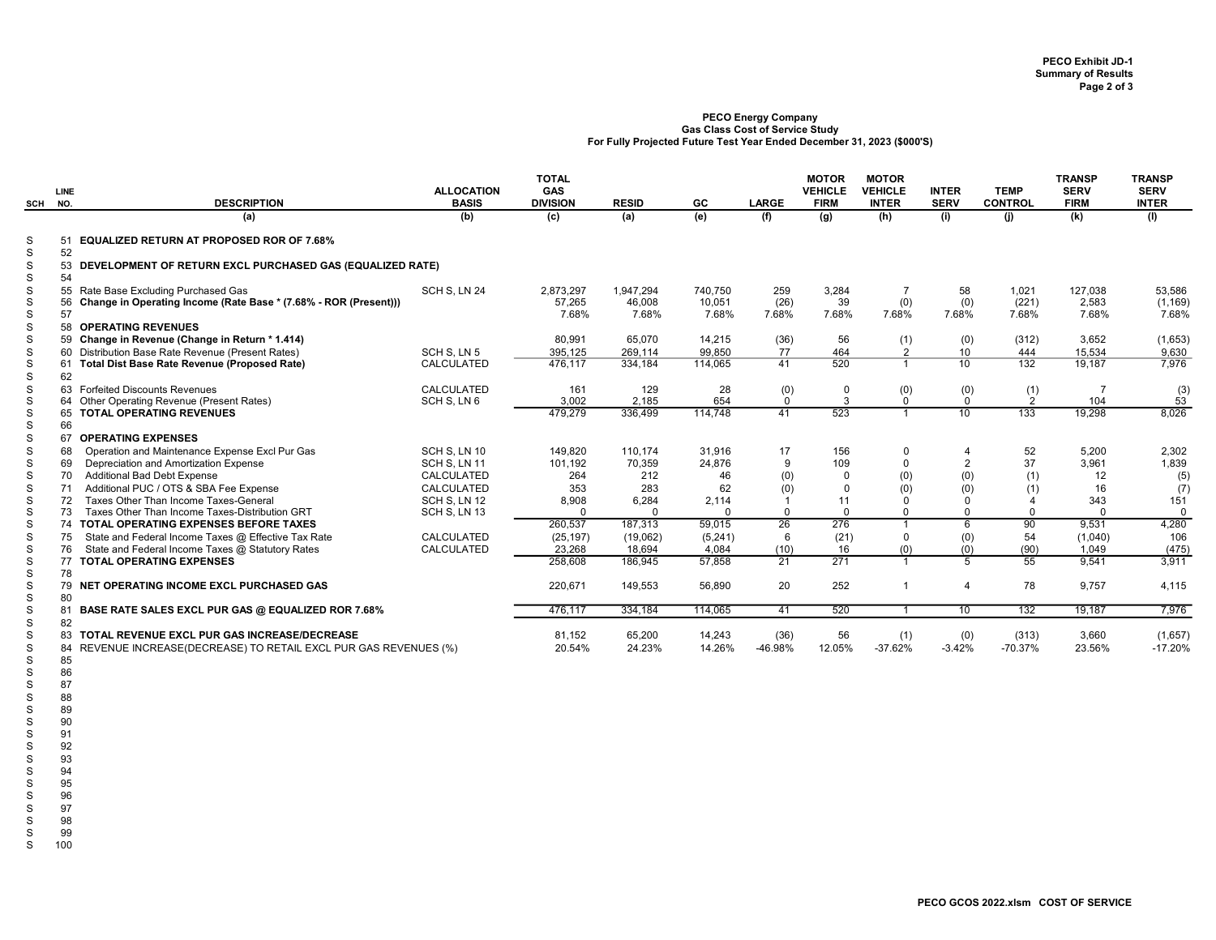PECO Exhibit JD-1
Summary of Results
Page 2 of 3

**PECO Energy Company**
**Gas Class Cost of Service Study**
**For Fully Projected Future Test Year Ended December 31, 2023 ($000'S)**

| SCH | LINE NO. | DESCRIPTION | ALLOCATION BASIS | TOTAL GAS DIVISION | RESID | GC | LARGE | MOTOR VEHICLE FIRM | MOTOR VEHICLE INTER | INTER SERV | TEMP CONTROL | TRANSP SERV FIRM | TRANSP SERV INTER |
|---|---|---|---|---|---|---|---|---|---|---|---|---|---|
| | | (a) | (b) | (c) | (a) | (e) | (f) | (g) | (h) | (i) | (j) | (k) | (l) |
| S | 51 | **EQUALIZED RETURN AT PROPOSED ROR OF 7.68%** | | | | | | | | | | | |
| S | 52 | | | | | | | | | | | | |
| S | 53 | **DEVELOPMENT OF RETURN EXCL PURCHASED GAS (EQUALIZED RATE)** | | | | | | | | | | | |
| S | 54 | | | | | | | | | | | | |
| S | 55 | Rate Base Excluding Purchased Gas | SCH S, LN 24 | 2,873,297 | 1,947,294 | 740,750 | 259 | 3,284 | 7 | 58 | 1,021 | 127,038 | 53,586 |
| S | 56 | **Change in Operating Income (Rate Base * (7.68% - ROR (Present)))** | | 57,265 | 46,008 | 10,051 | (26) | 39 | (0) | (0) | (221) | 2,583 | (1,169) |
| S | 57 | | | 7.68% | 7.68% | 7.68% | 7.68% | 7.68% | 7.68% | 7.68% | 7.68% | 7.68% | 7.68% |
| S | 58 | **OPERATING REVENUES** | | | | | | | | | | | |
| S | 59 | **Change in Revenue (Change in Return * 1.414)** | | 80,991 | 65,070 | 14,215 | (36) | 56 | (1) | (0) | (312) | 3,652 | (1,653) |
| S | 60 | Distribution Base Rate Revenue (Present Rates) | SCH S, LN 5 | 395,125 | 269,114 | 99,850 | 77 | 464 | 2 | 10 | 444 | 15,534 | 9,630 |
| S | 61 | **Total Dist Base Rate Revenue (Proposed Rate)** | CALCULATED | 476,117 | 334,184 | 114,065 | 41 | 520 | 1 | 10 | 132 | 19,187 | 7,976 |
| S | 62 | | | | | | | | | | | | |
| S | 63 | Forfeited Discounts Revenues | CALCULATED | 161 | 129 | 28 | (0) | 0 | (0) | (0) | (1) | 7 | (3) |
| S | 64 | Other Operating Revenue (Present Rates) | SCH S, LN 6 | 3,002 | 2,185 | 654 | 0 | 3 | 0 | 0 | 2 | 104 | 53 |
| S | 65 | **TOTAL OPERATING REVENUES** | | 479,279 | 336,499 | 114,748 | 41 | 523 | 1 | 10 | 133 | 19,298 | 8,026 |
| S | 66 | | | | | | | | | | | | |
| S | 67 | **OPERATING EXPENSES** | | | | | | | | | | | |
| S | 68 | Operation and Maintenance Expense Excl Pur Gas | SCH S, LN 10 | 149,820 | 110,174 | 31,916 | 17 | 156 | 0 | 4 | 52 | 5,200 | 2,302 |
| S | 69 | Depreciation and Amortization Expense | SCH S, LN 11 | 101,192 | 70,359 | 24,876 | 9 | 109 | 0 | 2 | 37 | 3,961 | 1,839 |
| S | 70 | Additional Bad Debt Expense | CALCULATED | 264 | 212 | 46 | (0) | 0 | (0) | (0) | (1) | 12 | (5) |
| S | 71 | Additional PUC / OTS & SBA Fee Expense | CALCULATED | 353 | 283 | 62 | (0) | 0 | (0) | (0) | (1) | 16 | (7) |
| S | 72 | Taxes Other Than Income Taxes-General | SCH S, LN 12 | 8,908 | 6,284 | 2,114 | 1 | 11 | 0 | 0 | 4 | 343 | 151 |
| S | 73 | Taxes Other Than Income Taxes-Distribution GRT | SCH S, LN 13 | 0 | 0 | 0 | 0 | 0 | 0 | 0 | 0 | 0 | 0 |
| S | 74 | **TOTAL OPERATING EXPENSES BEFORE TAXES** | | 260,537 | 187,313 | 59,015 | 26 | 276 | 1 | 6 | 90 | 9,531 | 4,280 |
| S | 75 | State and Federal Income Taxes @ Effective Tax Rate | CALCULATED | (25,197) | (19,062) | (5,241) | 6 | (21) | 0 | (0) | 54 | (1,040) | 106 |
| S | 76 | State and Federal Income Taxes @ Statutory Rates | CALCULATED | 23,268 | 18,694 | 4,084 | (10) | 16 | (0) | (0) | (90) | 1,049 | (475) |
| S | 77 | **TOTAL OPERATING EXPENSES** | | 258,608 | 186,945 | 57,858 | 21 | 271 | 1 | 5 | 55 | 9,541 | 3,911 |
| S | 78 | | | | | | | | | | | | |
| S | 79 | **NET OPERATING INCOME EXCL PURCHASED GAS** | | 220,671 | 149,553 | 56,890 | 20 | 252 | 1 | 4 | 78 | 9,757 | 4,115 |
| S | 80 | | | | | | | | | | | | |
| S | 81 | **BASE RATE SALES EXCL PUR GAS @ EQUALIZED ROR 7.68%** | | 476,117 | 334,184 | 114,065 | 41 | 520 | 1 | 10 | 132 | 19,187 | 7,976 |
| S | 82 | | | | | | | | | | | | |
| S | 83 | **TOTAL REVENUE EXCL PUR GAS INCREASE/DECREASE** | | 81,152 | 65,200 | 14,243 | (36) | 56 | (1) | (0) | (313) | 3,660 | (1,657) |
| S | 84 | REVENUE INCREASE(DECREASE) TO RETAIL EXCL PUR GAS REVENUES (%) | | 20.54% | 24.23% | 14.26% | -46.98% | 12.05% | -37.62% | -3.42% | -70.37% | 23.56% | -17.20% |
| S | 85 | | | | | | | | | | | | |
| S | 86 | | | | | | | | | | | | |
| S | 87 | | | | | | | | | | | | |
| S | 88 | | | | | | | | | | | | |
| S | 89 | | | | | | | | | | | | |
| S | 90 | | | | | | | | | | | | |
| S | 91 | | | | | | | | | | | | |
| S | 92 | | | | | | | | | | | | |
| S | 93 | | | | | | | | | | | | |
| S | 94 | | | | | | | | | | | | |
| S | 95 | | | | | | | | | | | | |
| S | 96 | | | | | | | | | | | | |
| S | 97 | | | | | | | | | | | | |
| S | 98 | | | | | | | | | | | | |
| S | 99 | | | | | | | | | | | | |
| S | 100 | | | | | | | | | | | | |

PECO GCOS 2022.xlsm COST OF SERVICE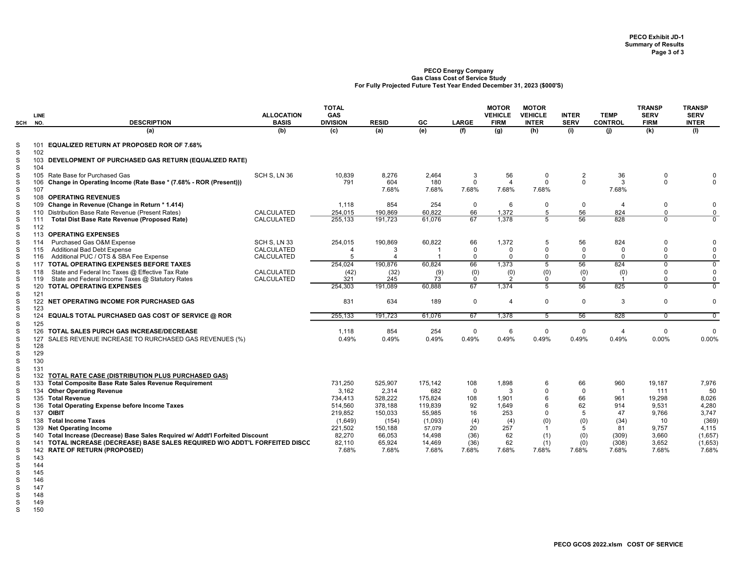PECO Exhibit JD-1
Summary of Results

**PECO Energy Company**
**Gas Class Cost of Service Study**
**For Fully Projected Future Test Year Ended December 31, 2023 ($000'S)**

| SCH | LINE NO. | DESCRIPTION | ALLOCATION BASIS | TOTAL GAS DIVISION | RESID | GC | LARGE | MOTOR VEHICLE FIRM | MOTOR VEHICLE INTER | INTER SERV | TEMP CONTROL | TRANSP SERV FIRM | TRANSP SERV INTER |
|---|---|---|---|---|---|---|---|---|---|---|---|---|---|
| | | (a) | (b) | (c) | (a) | (e) | (f) | (g) | (h) | (i) | (j) | (k) | (l) |
| S | 101 | **EQUALIZED RETURN AT PROPOSED ROR OF 7.68%** | | | | | | | | | | | |
| S | 102 | | | | | | | | | | | | |
| S | 103 | **DEVELOPMENT OF PURCHASED GAS RETURN (EQUALIZED RATE)** | | | | | | | | | | | |
| S | 104 | | | | | | | | | | | | |
| S | 105 | Rate Base for Purchased Gas | SCH S, LN 36 | 10,839 | 8,276 | 2,464 | 3 | 56 | 0 | 2 | 36 | 0 | 0 |
| S | 106 | **Change in Operating Income (Rate Base * (7.68% - ROR (Present)))** | | 791 | 604 | 180 | 0 | 4 | 0 | 0 | 3 | 0 | 0 |
| S | 107 | | | | 7.68% | 7.68% | 7.68% | 7.68% | 7.68% | | 7.68% | | |
| S | 108 | **OPERATING REVENUES** | | | | | | | | | | | |
| S | 109 | **Change in Revenue (Change in Return * 1.414)** | | 1,118 | 854 | 254 | 0 | 6 | 0 | 0 | 4 | 0 | 0 |
| S | 110 | Distribution Base Rate Revenue (Present Rates) | CALCULATED | 254,015 | 190,869 | 60,822 | 66 | 1,372 | 5 | 56 | 824 | 0 | 0 |
| S | 111 | **Total Dist Base Rate Revenue (Proposed Rate)** | CALCULATED | 255,133 | 191,723 | 61,076 | 67 | 1,378 | 5 | 56 | 828 | 0 | 0 |
| S | 112 | | | | | | | | | | | | |
| S | 113 | **OPERATING EXPENSES** | | | | | | | | | | | |
| S | 114 | Purchased Gas O&M Expense | SCH S, LN 33 | 254,015 | 190,869 | 60,822 | 66 | 1,372 | 5 | 56 | 824 | 0 | 0 |
| S | 115 | Additional Bad Debt Expense | CALCULATED | 4 | 3 | 1 | 0 | 0 | 0 | 0 | 0 | 0 | 0 |
| S | 116 | Additional PUC / OTS & SBA Fee Expense | CALCULATED | 5 | 4 | 1 | 0 | 0 | 0 | 0 | 0 | 0 | 0 |
| S | 117 | **TOTAL OPERATING EXPENSES BEFORE TAXES** | | 254,024 | 190,876 | 60,824 | 66 | 1,373 | 5 | 56 | 824 | 0 | 0 |
| S | 118 | State and Federal Inc Taxes @ Effective Tax Rate | CALCULATED | (42) | (32) | (9) | (0) | (0) | (0) | (0) | (0) | 0 | 0 |
| S | 119 | State and Federal Income Taxes @ Statutory Rates | CALCULATED | 321 | 245 | 73 | 0 | 2 | 0 | 0 | 1 | 0 | 0 |
| S | 120 | **TOTAL OPERATING EXPENSES** | | 254,303 | 191,089 | 60,888 | 67 | 1,374 | 5 | 56 | 825 | 0 | 0 |
| S | 121 | | | | | | | | | | | | |
| S | 122 | **NET OPERATING INCOME FOR PURCHASED GAS** | | 831 | 634 | 189 | 0 | 4 | 0 | 0 | 3 | 0 | 0 |
| S | 123 | | | | | | | | | | | | |
| S | 124 | **EQUALS TOTAL PURCHASED GAS COST OF SERVICE @ ROR** | | 255,133 | 191,723 | 61,076 | 67 | 1,378 | 5 | 56 | 828 | 0 | 0 |
| S | 125 | | | | | | | | | | | | |
| S | 126 | **TOTAL SALES PURCH GAS INCREASE/DECREASE** | | 1,118 | 854 | 254 | 0 | 6 | 0 | 0 | 4 | 0 | 0 |
| S | 127 | SALES REVENUE INCREASE TO RURCHASED GAS REVENUES (%) | | 0.49% | 0.49% | 0.49% | 0.49% | 0.49% | 0.49% | 0.49% | 0.49% | 0.00% | 0.00% |
| S | 128 | | | | | | | | | | | | |
| S | 129 | | | | | | | | | | | | |
| S | 130 | | | | | | | | | | | | |
| S | 131 | | | | | | | | | | | | |
| S | 132 | **TOTAL RATE CASE (DISTRIBUTION PLUS PURCHASED GAS)** | | | | | | | | | | | |
| S | 133 | **Total Composite Base Rate Sales Revenue Requirement** | | 731,250 | 525,907 | 175,142 | 108 | 1,898 | 6 | 66 | 960 | 19,187 | 7,976 |
| S | 134 | **Other Operating Revenue** | | 3,162 | 2,314 | 682 | 0 | 3 | 0 | 0 | 1 | 111 | 50 |
| S | 135 | **Total Revenue** | | 734,413 | 528,222 | 175,824 | 108 | 1,901 | 6 | 66 | 961 | 19,298 | 8,026 |
| S | 136 | **Total Operating Expense before Income Taxes** | | 514,560 | 378,188 | 119,839 | 92 | 1,649 | 6 | 62 | 914 | 9,531 | 4,280 |
| S | 137 | **OIBIT** | | 219,852 | 150,033 | 55,985 | 16 | 253 | 0 | 5 | 47 | 9,766 | 3,747 |
| S | 138 | **Total Income Taxes** | | (1,649) | (154) | (1,093) | (4) | (4) | (0) | (0) | (34) | 10 | (369) |
| S | 139 | **Net Operating Income** | | 221,502 | 150,188 | 57,079 | 20 | 257 | 1 | 5 | 81 | 9,757 | 4,115 |
| S | 140 | **Total Increase (Decrease) Base Sales Required w/ Addt'l Forfeited Discount** | | 82,270 | 66,053 | 14,498 | (36) | 62 | (1) | (0) | (309) | 3,660 | (1,657) |
| S | 141 | **TOTAL INCREASE (DECREASE) BASE SALES REQUIRED W/O ADDT'L FORFEITED DISCC** | | 82,110 | 65,924 | 14,469 | (36) | 62 | (1) | (0) | (308) | 3,652 | (1,653) |
| S | 142 | **RATE OF RETURN (PROPOSED)** | | 7.68% | 7.68% | 7.68% | 7.68% | 7.68% | 7.68% | 7.68% | 7.68% | 7.68% | 7.68% |
| S | 143 | | | | | | | | | | | | |
| S | 144 | | | | | | | | | | | | |
| S | 145 | | | | | | | | | | | | |
| S | 146 | | | | | | | | | | | | |
| S | 147 | | | | | | | | | | | | |
| S | 148 | | | | | | | | | | | | |
| S | 149 | | | | | | | | | | | | |
| S | 150 | | | | | | | | | | | | |

PECO GCOS 2022.xlsm COST OF SERVICE